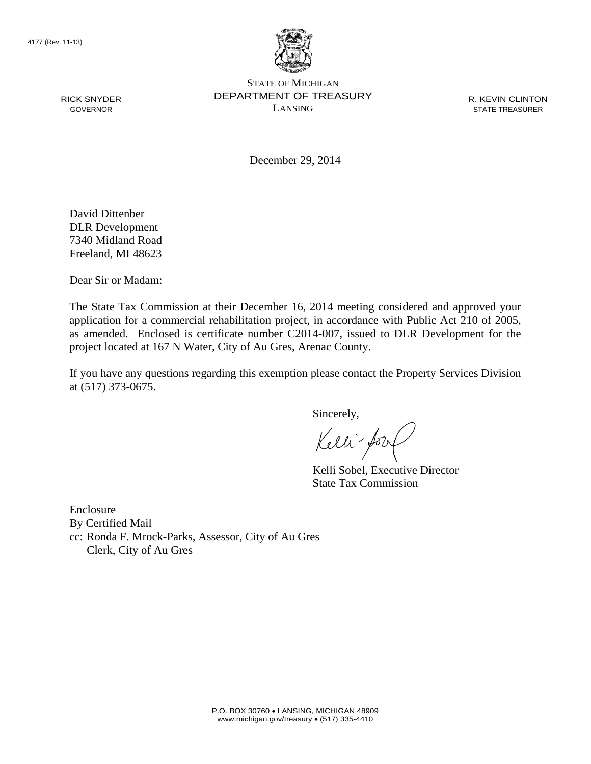4177 (Rev. 11-13)

STATE OF MICHIGAN
DEPARTMENT OF TREASURY
LANSING

RICK SNYDER
GOVERNOR

R. KEVIN CLINTON
STATE TREASURER

December 29, 2014

David Dittenber
DLR Development
7340 Midland Road
Freeland, MI 48623

Dear Sir or Madam:

The State Tax Commission at their December 16, 2014 meeting considered and approved your application for a commercial rehabilitation project, in accordance with Public Act 210 of 2005, as amended. Enclosed is certificate number C2014-007, issued to DLR Development for the project located at 167 N Water, City of Au Gres, Arenac County.

If you have any questions regarding this exemption please contact the Property Services Division at (517) 373-0675.

Sincerely,

Kelli Sobel, Executive Director
State Tax Commission

Enclosure
By Certified Mail
cc: Ronda F. Mrock-Parks, Assessor, City of Au Gres
Clerk, City of Au Gres

P.O. BOX 30760 • LANSING, MICHIGAN 48909
www.michigan.gov/treasury • (517) 335-4410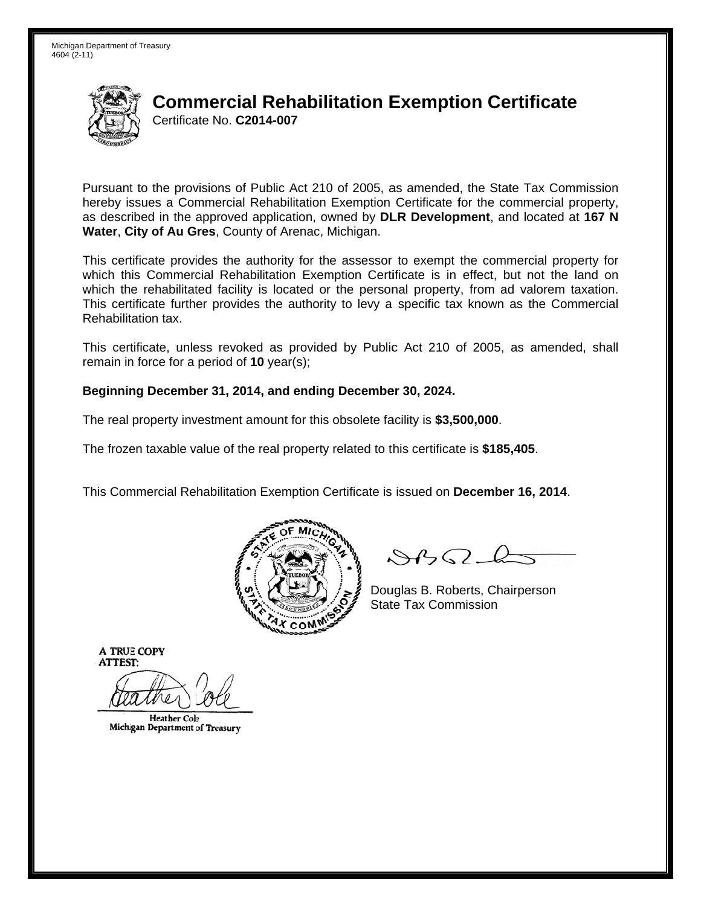Michigan Department of Treasury
4604 (2-11)

# Commercial Rehabilitation Exemption Certificate

Certificate No. **C2014-007**

Pursuant to the provisions of Public Act 210 of 2005, as amended, the State Tax Commission hereby issues a Commercial Rehabilitation Exemption Certificate for the commercial property, as described in the approved application, owned by **DLR Development**, and located at **167 N Water**, **City of Au Gres**, County of Arenac, Michigan.

This certificate provides the authority for the assessor to exempt the commercial property for which this Commercial Rehabilitation Exemption Certificate is in effect, but not the land on which the rehabilitated facility is located or the personal property, from ad valorem taxation. This certificate further provides the authority to levy a specific tax known as the Commercial Rehabilitation tax.

This certificate, unless revoked as provided by Public Act 210 of 2005, as amended, shall remain in force for a period of **10** year(s);

**Beginning December 31, 2014, and ending December 30, 2024.**

The real property investment amount for this obsolete facility is **$3,500,000**.

The frozen taxable value of the real property related to this certificate is **$185,405**.

This Commercial Rehabilitation Exemption Certificate is issued on **December 16, 2014**.

Douglas B. Roberts, Chairperson
State Tax Commission

A TRUE COPY
ATTEST:

Heather Cole
Michigan Department of Treasury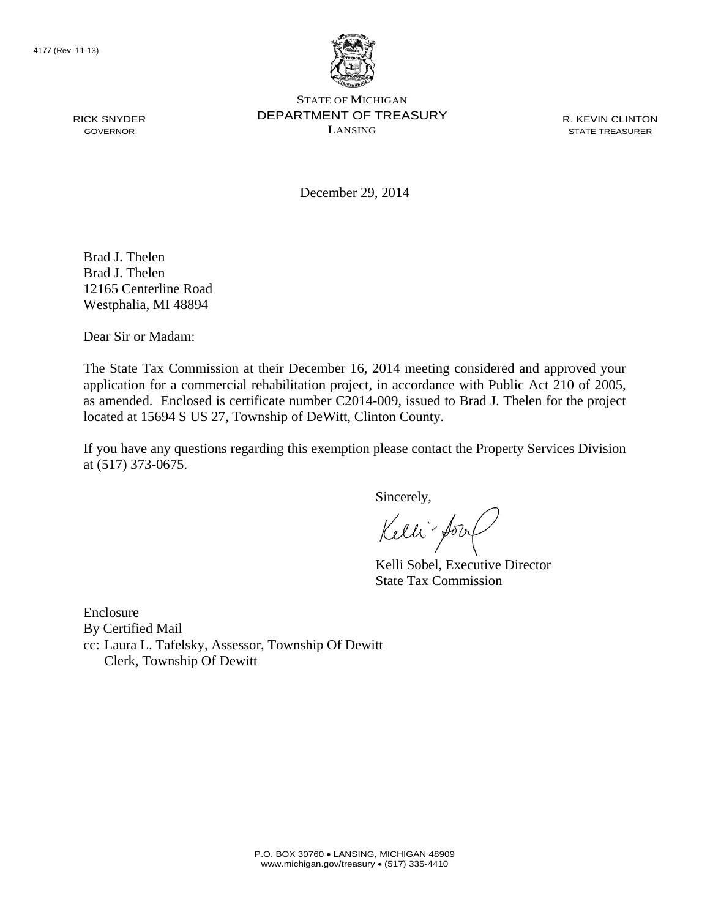4177 (Rev. 11-13)

STATE OF MICHIGAN
DEPARTMENT OF TREASURY
LANSING

RICK SNYDER
GOVERNOR

R. KEVIN CLINTON
STATE TREASURER

December 29, 2014

Brad J. Thelen
Brad J. Thelen
12165 Centerline Road
Westphalia, MI 48894

Dear Sir or Madam:

The State Tax Commission at their December 16, 2014 meeting considered and approved your application for a commercial rehabilitation project, in accordance with Public Act 210 of 2005, as amended. Enclosed is certificate number C2014-009, issued to Brad J. Thelen for the project located at 15694 S US 27, Township of DeWitt, Clinton County.

If you have any questions regarding this exemption please contact the Property Services Division at (517) 373-0675.

Sincerely,

Kelli Sobel, Executive Director
State Tax Commission

Enclosure
By Certified Mail
cc: Laura L. Tafelsky, Assessor, Township Of Dewitt
Clerk, Township Of Dewitt

P.O. BOX 30760 • LANSING, MICHIGAN 48909
www.michigan.gov/treasury • (517) 335-4410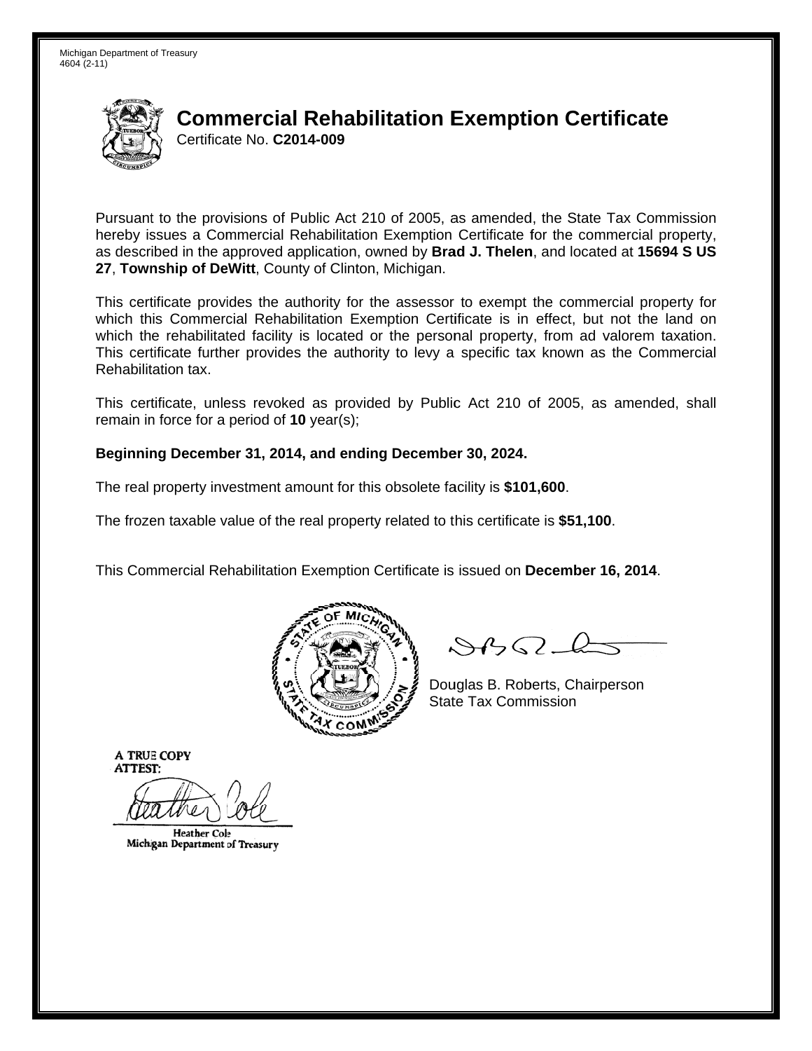Michigan Department of Treasury
4604 (2-11)

# Commercial Rehabilitation Exemption Certificate

Certificate No. **C2014-009**

Pursuant to the provisions of Public Act 210 of 2005, as amended, the State Tax Commission hereby issues a Commercial Rehabilitation Exemption Certificate for the commercial property, as described in the approved application, owned by **Brad J. Thelen**, and located at **15694 S US 27**, **Township of DeWitt**, County of Clinton, Michigan.

This certificate provides the authority for the assessor to exempt the commercial property for which this Commercial Rehabilitation Exemption Certificate is in effect, but not the land on which the rehabilitated facility is located or the personal property, from ad valorem taxation. This certificate further provides the authority to levy a specific tax known as the Commercial Rehabilitation tax.

This certificate, unless revoked as provided by Public Act 210 of 2005, as amended, shall remain in force for a period of **10** year(s);

**Beginning December 31, 2014, and ending December 30, 2024.**

The real property investment amount for this obsolete facility is **$101,600**.

The frozen taxable value of the real property related to this certificate is **$51,100**.

This Commercial Rehabilitation Exemption Certificate is issued on **December 16, 2014**.

Douglas B. Roberts, Chairperson
State Tax Commission

A TRUE COPY
ATTEST:

Heather Cole
Michigan Department of Treasury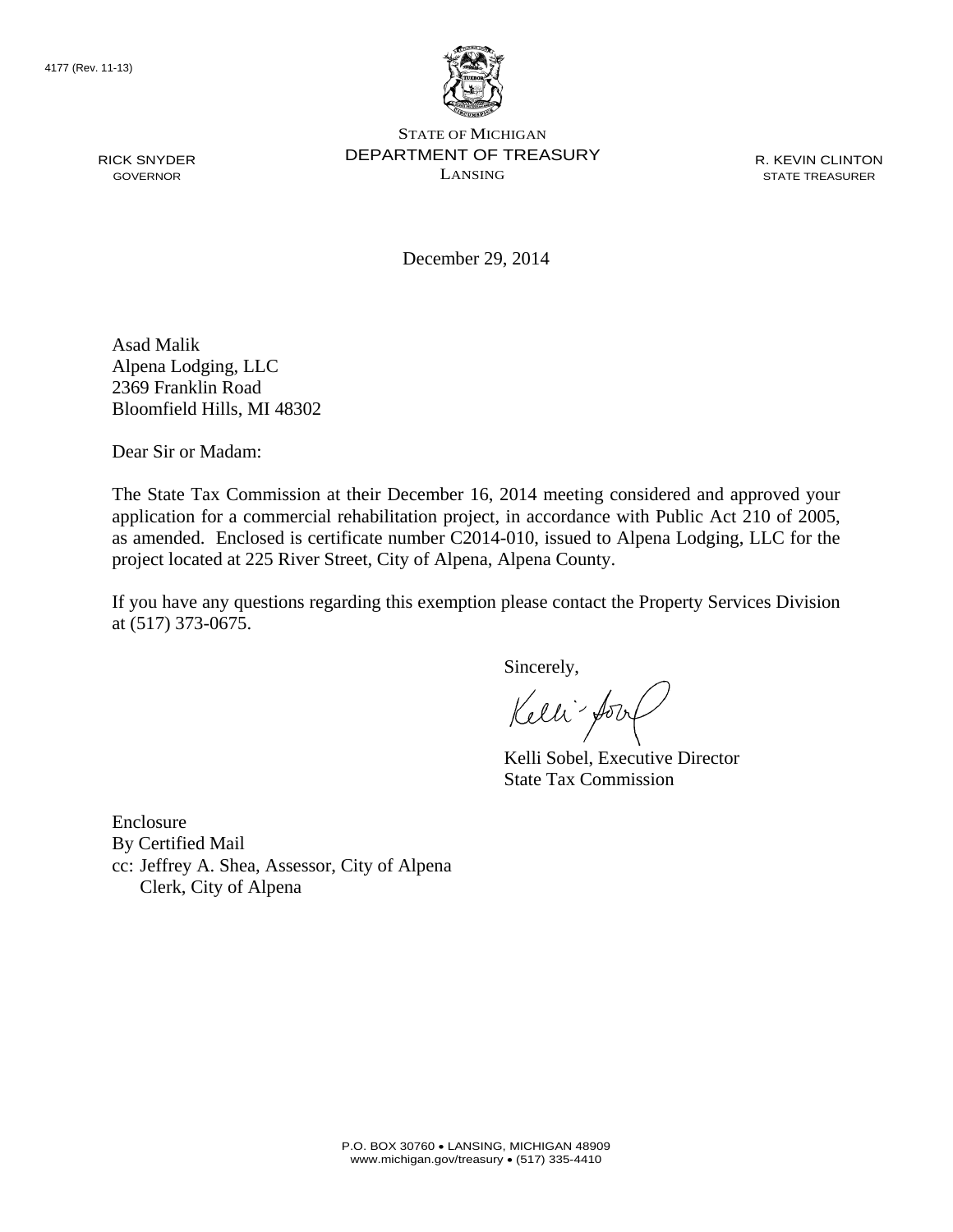4177 (Rev. 11-13)

STATE OF MICHIGAN
DEPARTMENT OF TREASURY
LANSING

RICK SNYDER
GOVERNOR

R. KEVIN CLINTON
STATE TREASURER

December 29, 2014

Asad Malik
Alpena Lodging, LLC
2369 Franklin Road
Bloomfield Hills, MI 48302

Dear Sir or Madam:

The State Tax Commission at their December 16, 2014 meeting considered and approved your application for a commercial rehabilitation project, in accordance with Public Act 210 of 2005, as amended. Enclosed is certificate number C2014-010, issued to Alpena Lodging, LLC for the project located at 225 River Street, City of Alpena, Alpena County.

If you have any questions regarding this exemption please contact the Property Services Division at (517) 373-0675.

Sincerely,

Kelli Sobel, Executive Director
State Tax Commission

Enclosure
By Certified Mail
cc: Jeffrey A. Shea, Assessor, City of Alpena
Clerk, City of Alpena

P.O. BOX 30760 • LANSING, MICHIGAN 48909
www.michigan.gov/treasury • (517) 335-4410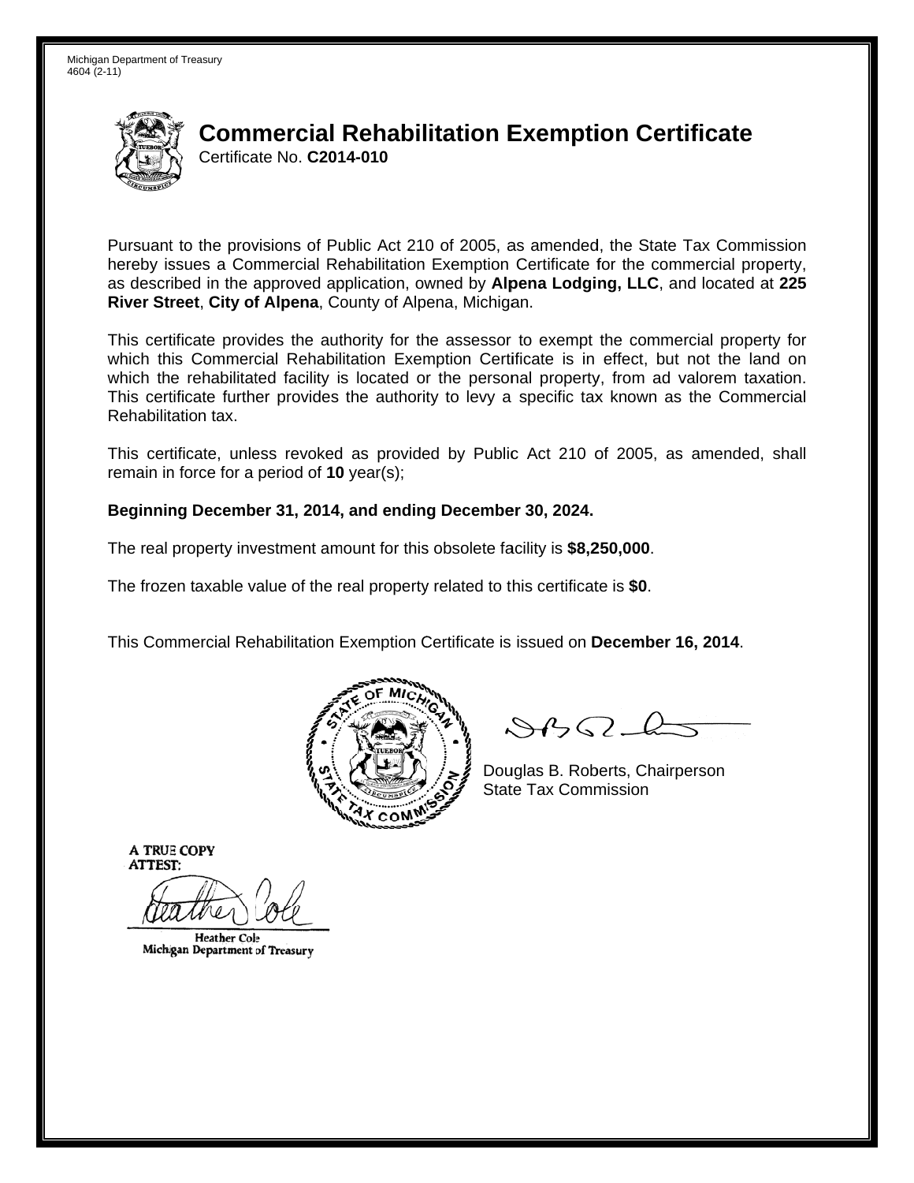Michigan Department of Treasury
4604 (2-11)

# Commercial Rehabilitation Exemption Certificate

Certificate No. **C2014-010**

Pursuant to the provisions of Public Act 210 of 2005, as amended, the State Tax Commission hereby issues a Commercial Rehabilitation Exemption Certificate for the commercial property, as described in the approved application, owned by **Alpena Lodging, LLC**, and located at **225 River Street**, **City of Alpena**, County of Alpena, Michigan.

This certificate provides the authority for the assessor to exempt the commercial property for which this Commercial Rehabilitation Exemption Certificate is in effect, but not the land on which the rehabilitated facility is located or the personal property, from ad valorem taxation. This certificate further provides the authority to levy a specific tax known as the Commercial Rehabilitation tax.

This certificate, unless revoked as provided by Public Act 210 of 2005, as amended, shall remain in force for a period of **10** year(s);

**Beginning December 31, 2014, and ending December 30, 2024.**

The real property investment amount for this obsolete facility is **$8,250,000**.

The frozen taxable value of the real property related to this certificate is **$0**.

This Commercial Rehabilitation Exemption Certificate is issued on **December 16, 2014**.

Douglas B. Roberts, Chairperson
State Tax Commission

A TRUE COPY
ATTEST:

Heather Cole
Michigan Department of Treasury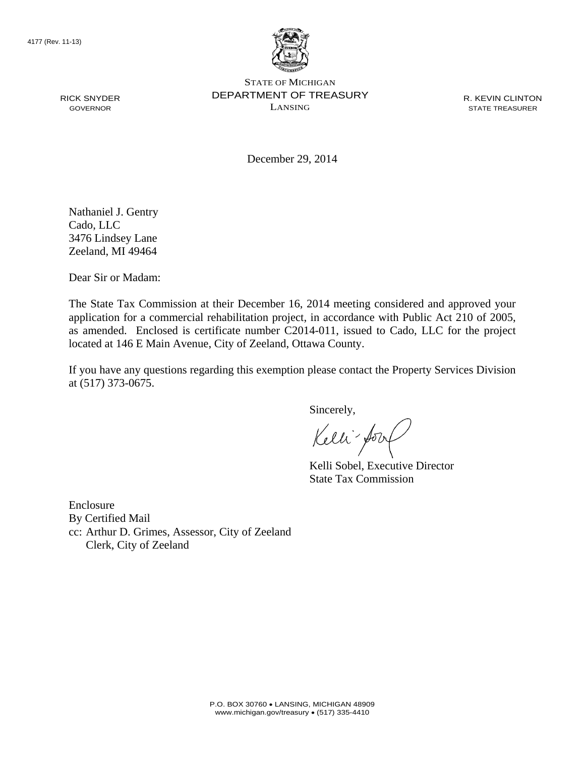4177 (Rev. 11-13)

STATE OF MICHIGAN
DEPARTMENT OF TREASURY
LANSING

RICK SNYDER
GOVERNOR

R. KEVIN CLINTON
STATE TREASURER

December 29, 2014

Nathaniel J. Gentry
Cado, LLC
3476 Lindsey Lane
Zeeland, MI 49464

Dear Sir or Madam:

The State Tax Commission at their December 16, 2014 meeting considered and approved your application for a commercial rehabilitation project, in accordance with Public Act 210 of 2005, as amended. Enclosed is certificate number C2014-011, issued to Cado, LLC for the project located at 146 E Main Avenue, City of Zeeland, Ottawa County.

If you have any questions regarding this exemption please contact the Property Services Division at (517) 373-0675.

Sincerely,

Kelli Sobel, Executive Director
State Tax Commission

Enclosure
By Certified Mail
cc: Arthur D. Grimes, Assessor, City of Zeeland
Clerk, City of Zeeland

P.O. BOX 30760 • LANSING, MICHIGAN 48909
www.michigan.gov/treasury • (517) 335-4410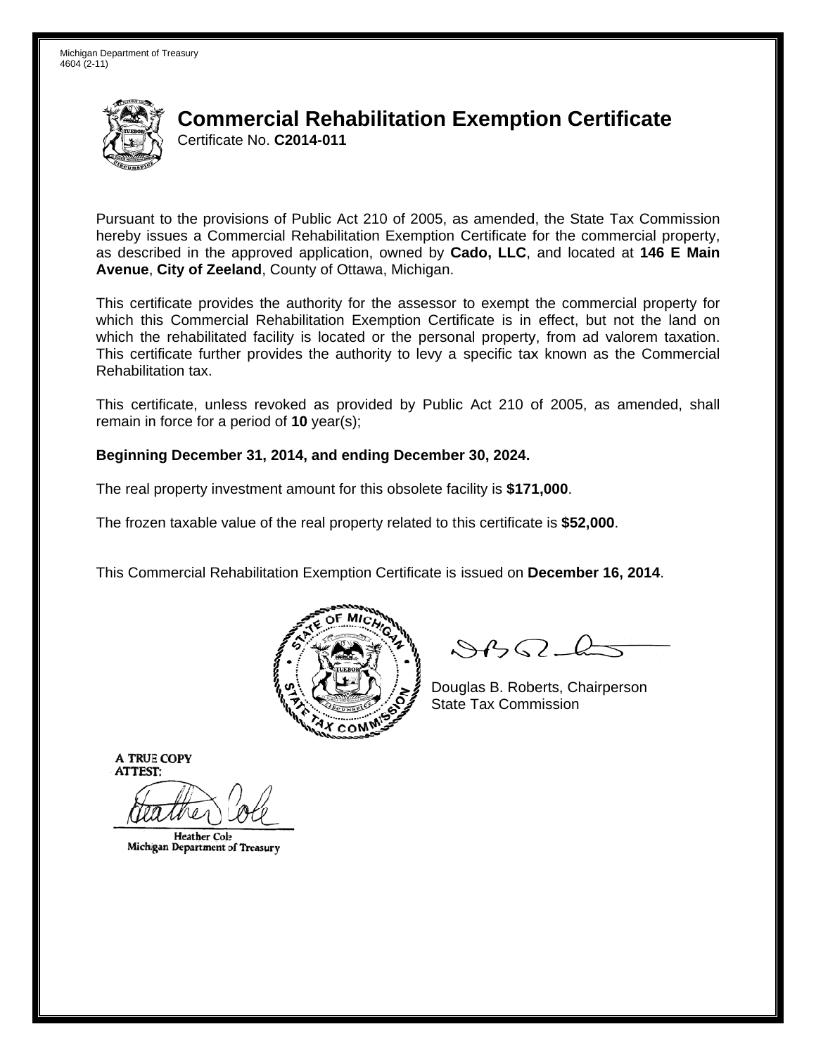Michigan Department of Treasury
4604 (2-11)

# Commercial Rehabilitation Exemption Certificate

Certificate No. **C2014-011**

Pursuant to the provisions of Public Act 210 of 2005, as amended, the State Tax Commission hereby issues a Commercial Rehabilitation Exemption Certificate for the commercial property, as described in the approved application, owned by **Cado, LLC**, and located at **146 E Main Avenue**, **City of Zeeland**, County of Ottawa, Michigan.

This certificate provides the authority for the assessor to exempt the commercial property for which this Commercial Rehabilitation Exemption Certificate is in effect, but not the land on which the rehabilitated facility is located or the personal property, from ad valorem taxation. This certificate further provides the authority to levy a specific tax known as the Commercial Rehabilitation tax.

This certificate, unless revoked as provided by Public Act 210 of 2005, as amended, shall remain in force for a period of **10** year(s);

**Beginning December 31, 2014, and ending December 30, 2024.**

The real property investment amount for this obsolete facility is **$171,000**.

The frozen taxable value of the real property related to this certificate is **$52,000**.

This Commercial Rehabilitation Exemption Certificate is issued on **December 16, 2014**.

Douglas B. Roberts, Chairperson
State Tax Commission

A TRUE COPY
ATTEST:

Heather Cole
Michigan Department of Treasury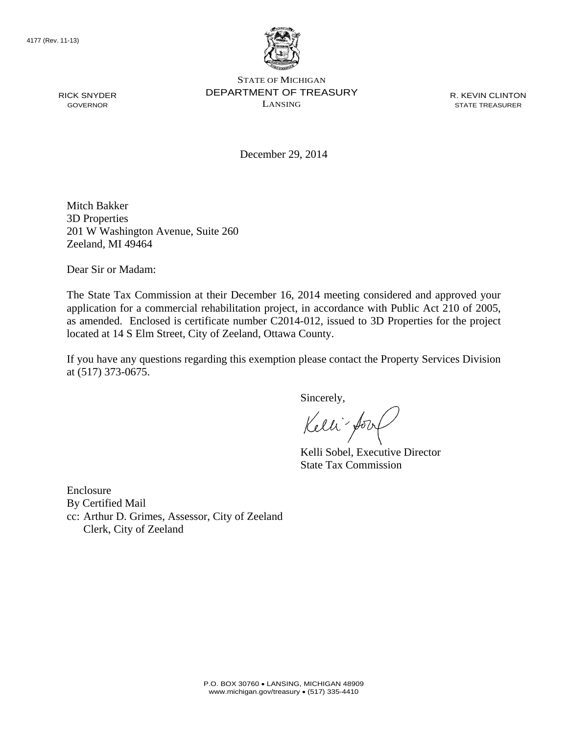4177 (Rev. 11-13)

STATE OF MICHIGAN
DEPARTMENT OF TREASURY
LANSING

RICK SNYDER
GOVERNOR

R. KEVIN CLINTON
STATE TREASURER

December 29, 2014

Mitch Bakker
3D Properties
201 W Washington Avenue, Suite 260
Zeeland, MI 49464

Dear Sir or Madam:

The State Tax Commission at their December 16, 2014 meeting considered and approved your application for a commercial rehabilitation project, in accordance with Public Act 210 of 2005, as amended. Enclosed is certificate number C2014-012, issued to 3D Properties for the project located at 14 S Elm Street, City of Zeeland, Ottawa County.

If you have any questions regarding this exemption please contact the Property Services Division at (517) 373-0675.

Sincerely,

Kelli Sobel, Executive Director
State Tax Commission

Enclosure
By Certified Mail
cc: Arthur D. Grimes, Assessor, City of Zeeland
Clerk, City of Zeeland

P.O. BOX 30760 • LANSING, MICHIGAN 48909
www.michigan.gov/treasury • (517) 335-4410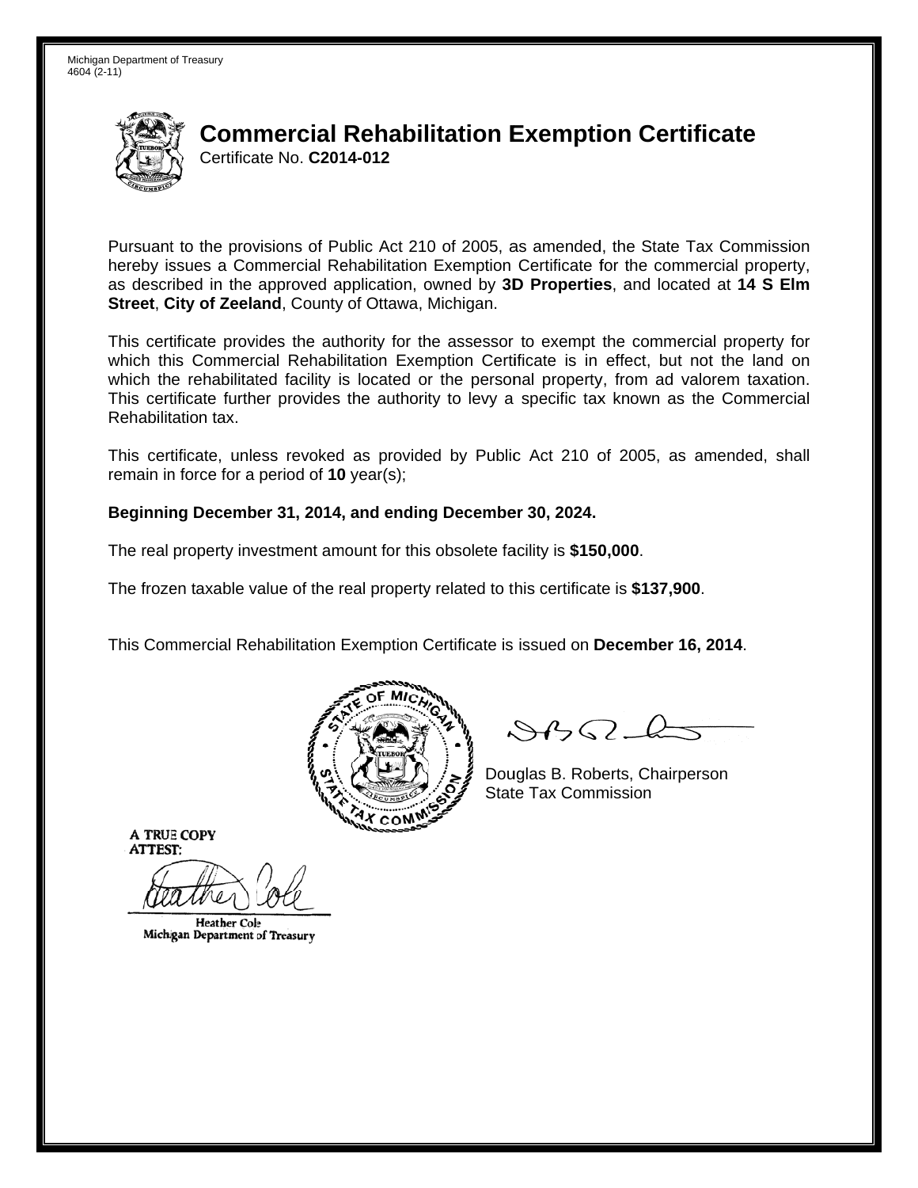Michigan Department of Treasury
4604 (2-11)

# Commercial Rehabilitation Exemption Certificate

Certificate No. **C2014-012**

Pursuant to the provisions of Public Act 210 of 2005, as amended, the State Tax Commission hereby issues a Commercial Rehabilitation Exemption Certificate for the commercial property, as described in the approved application, owned by **3D Properties**, and located at **14 S Elm Street**, **City of Zeeland**, County of Ottawa, Michigan.

This certificate provides the authority for the assessor to exempt the commercial property for which this Commercial Rehabilitation Exemption Certificate is in effect, but not the land on which the rehabilitated facility is located or the personal property, from ad valorem taxation. This certificate further provides the authority to levy a specific tax known as the Commercial Rehabilitation tax.

This certificate, unless revoked as provided by Public Act 210 of 2005, as amended, shall remain in force for a period of **10** year(s);

**Beginning December 31, 2014, and ending December 30, 2024.**

The real property investment amount for this obsolete facility is **$150,000**.

The frozen taxable value of the real property related to this certificate is **$137,900**.

This Commercial Rehabilitation Exemption Certificate is issued on **December 16, 2014**.

Douglas B. Roberts, Chairperson
State Tax Commission

A TRUE COPY
ATTEST:

Heather Cole
Michigan Department of Treasury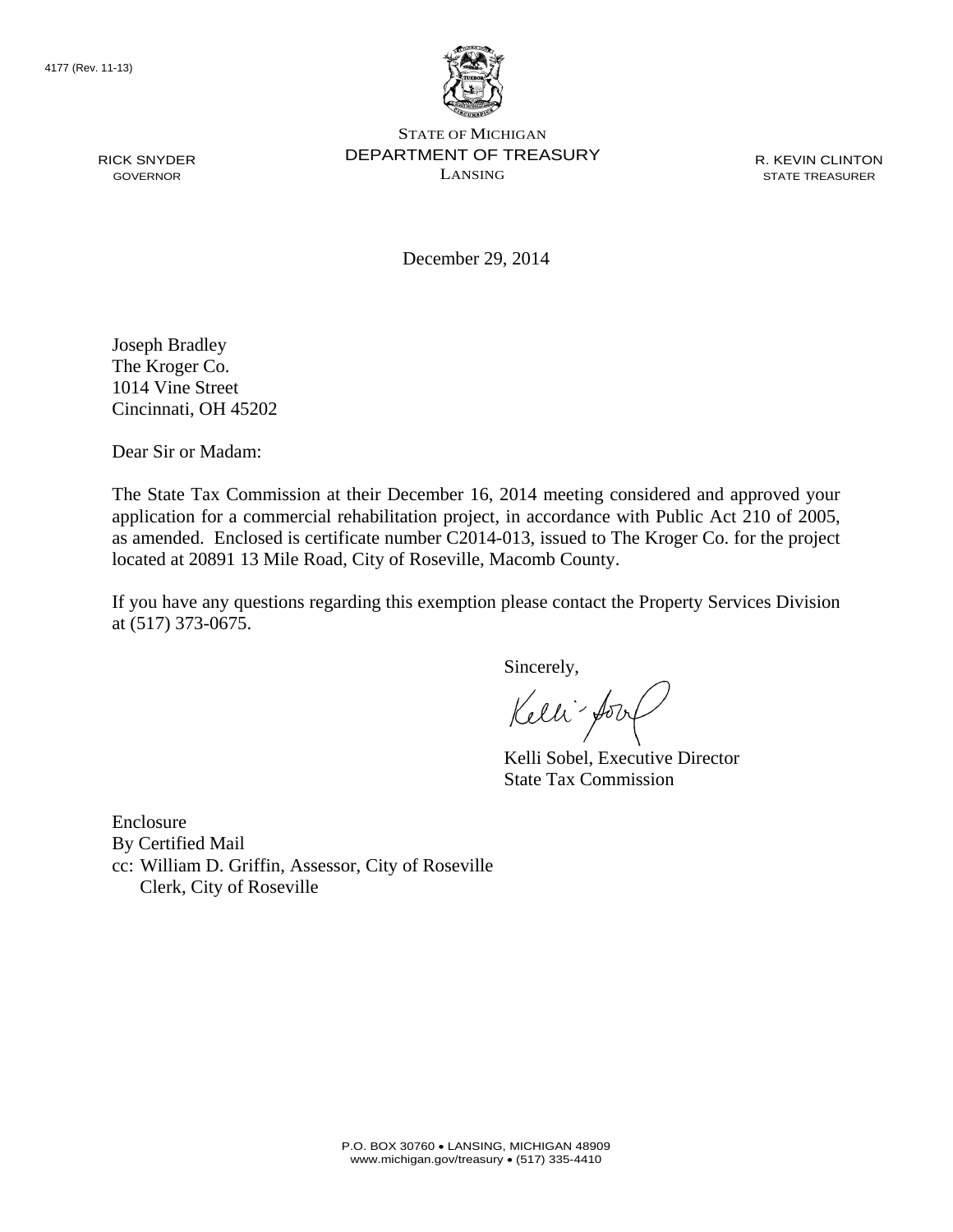4177 (Rev. 11-13)

STATE OF MICHIGAN
DEPARTMENT OF TREASURY
LANSING

RICK SNYDER
GOVERNOR

R. KEVIN CLINTON
STATE TREASURER

December 29, 2014

Joseph Bradley
The Kroger Co.
1014 Vine Street
Cincinnati, OH 45202

Dear Sir or Madam:

The State Tax Commission at their December 16, 2014 meeting considered and approved your application for a commercial rehabilitation project, in accordance with Public Act 210 of 2005, as amended. Enclosed is certificate number C2014-013, issued to The Kroger Co. for the project located at 20891 13 Mile Road, City of Roseville, Macomb County.

If you have any questions regarding this exemption please contact the Property Services Division at (517) 373-0675.

Sincerely,

Kelli Sobel, Executive Director
State Tax Commission

Enclosure
By Certified Mail
cc: William D. Griffin, Assessor, City of Roseville
Clerk, City of Roseville

P.O. BOX 30760 • LANSING, MICHIGAN 48909
www.michigan.gov/treasury • (517) 335-4410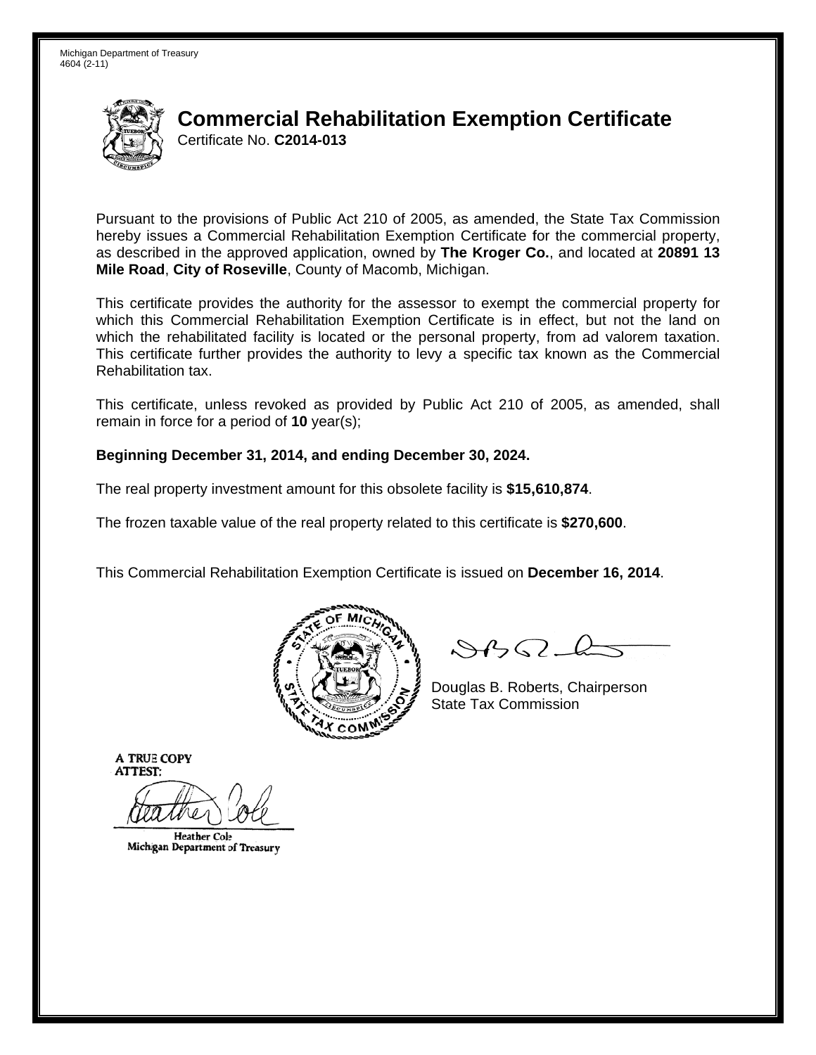Michigan Department of Treasury
4604 (2-11)

# Commercial Rehabilitation Exemption Certificate

Certificate No. **C2014-013**

Pursuant to the provisions of Public Act 210 of 2005, as amended, the State Tax Commission hereby issues a Commercial Rehabilitation Exemption Certificate for the commercial property, as described in the approved application, owned by **The Kroger Co.**, and located at **20891 13 Mile Road**, **City of Roseville**, County of Macomb, Michigan.

This certificate provides the authority for the assessor to exempt the commercial property for which this Commercial Rehabilitation Exemption Certificate is in effect, but not the land on which the rehabilitated facility is located or the personal property, from ad valorem taxation. This certificate further provides the authority to levy a specific tax known as the Commercial Rehabilitation tax.

This certificate, unless revoked as provided by Public Act 210 of 2005, as amended, shall remain in force for a period of **10** year(s);

**Beginning December 31, 2014, and ending December 30, 2024.**

The real property investment amount for this obsolete facility is **$15,610,874**.

The frozen taxable value of the real property related to this certificate is **$270,600**.

This Commercial Rehabilitation Exemption Certificate is issued on **December 16, 2014**.

Douglas B. Roberts, Chairperson
State Tax Commission

A TRUE COPY
ATTEST:

Heather Cole
Michigan Department of Treasury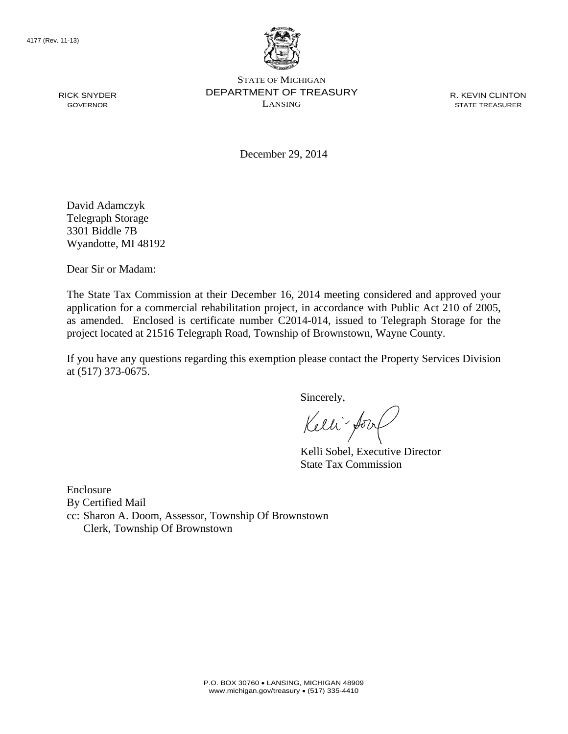4177 (Rev. 11-13)

STATE OF MICHIGAN
DEPARTMENT OF TREASURY
LANSING

RICK SNYDER
GOVERNOR

R. KEVIN CLINTON
STATE TREASURER

December 29, 2014

David Adamczyk
Telegraph Storage
3301 Biddle 7B
Wyandotte, MI 48192

Dear Sir or Madam:

The State Tax Commission at their December 16, 2014 meeting considered and approved your application for a commercial rehabilitation project, in accordance with Public Act 210 of 2005, as amended. Enclosed is certificate number C2014-014, issued to Telegraph Storage for the project located at 21516 Telegraph Road, Township of Brownstown, Wayne County.

If you have any questions regarding this exemption please contact the Property Services Division at (517) 373-0675.

Sincerely,

Kelli Sobel, Executive Director
State Tax Commission

Enclosure
By Certified Mail
cc: Sharon A. Doom, Assessor, Township Of Brownstown
Clerk, Township Of Brownstown

P.O. BOX 30760 • LANSING, MICHIGAN 48909
www.michigan.gov/treasury • (517) 335-4410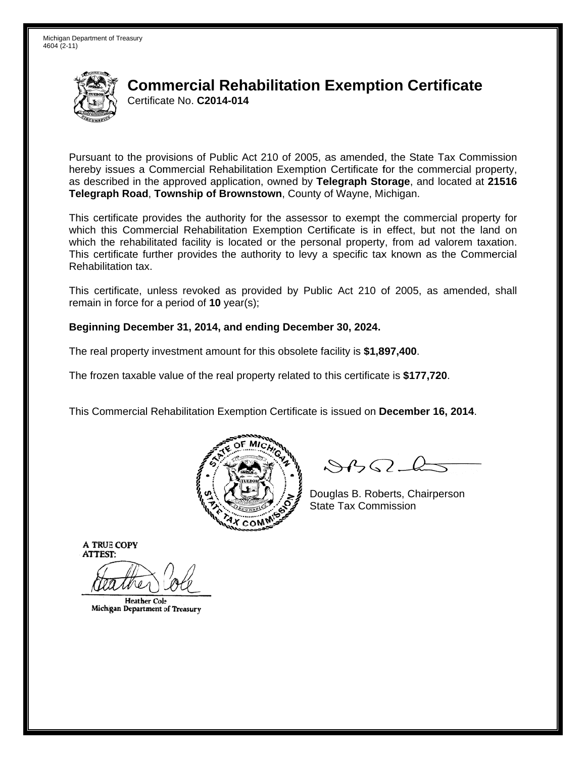Michigan Department of Treasury
4604 (2-11)

# Commercial Rehabilitation Exemption Certificate

Certificate No. **C2014-014**

Pursuant to the provisions of Public Act 210 of 2005, as amended, the State Tax Commission hereby issues a Commercial Rehabilitation Exemption Certificate for the commercial property, as described in the approved application, owned by **Telegraph Storage**, and located at **21516 Telegraph Road**, **Township of Brownstown**, County of Wayne, Michigan.

This certificate provides the authority for the assessor to exempt the commercial property for which this Commercial Rehabilitation Exemption Certificate is in effect, but not the land on which the rehabilitated facility is located or the personal property, from ad valorem taxation. This certificate further provides the authority to levy a specific tax known as the Commercial Rehabilitation tax.

This certificate, unless revoked as provided by Public Act 210 of 2005, as amended, shall remain in force for a period of **10** year(s);

**Beginning December 31, 2014, and ending December 30, 2024.**

The real property investment amount for this obsolete facility is **$1,897,400**.

The frozen taxable value of the real property related to this certificate is **$177,720**.

This Commercial Rehabilitation Exemption Certificate is issued on **December 16, 2014**.

Douglas B. Roberts, Chairperson
State Tax Commission

A TRUE COPY
ATTEST:

Heather Cole
Michigan Department of Treasury